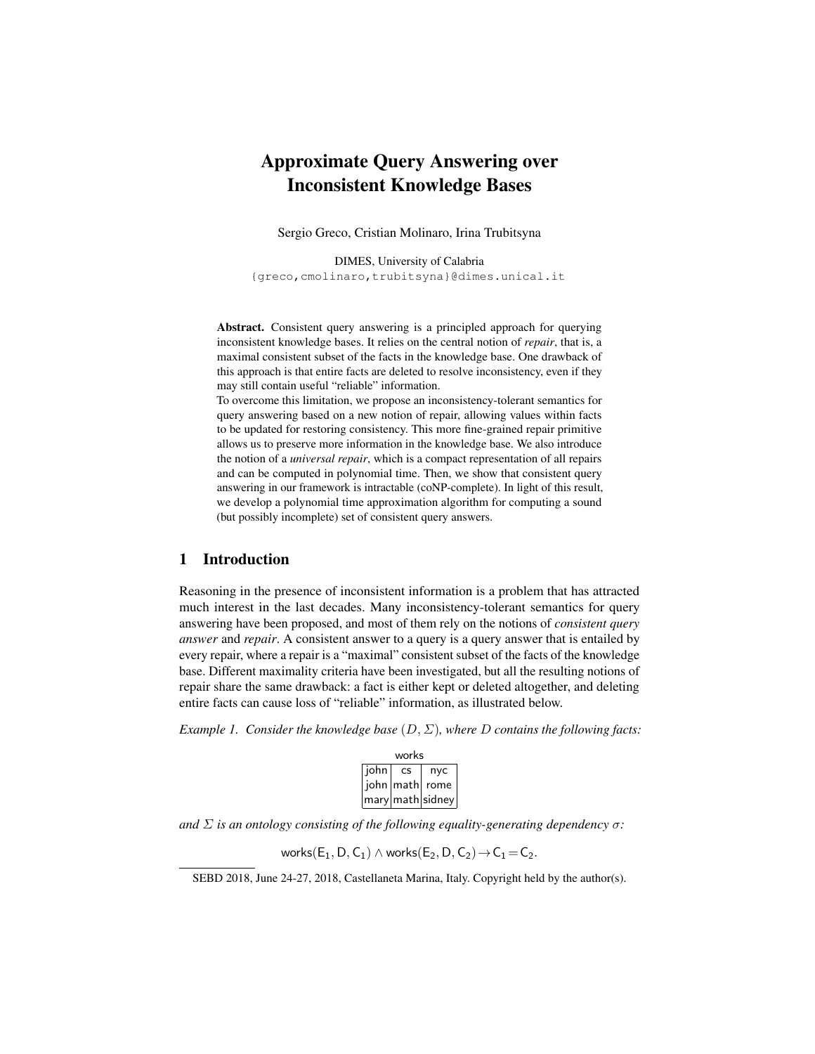# Approximate Query Answering over Inconsistent Knowledge Bases

Sergio Greco, Cristian Molinaro, Irina Trubitsyna

DIMES, University of Calabria
{greco,cmolinaro,trubitsyna}@dimes.unical.it

**Abstract.** Consistent query answering is a principled approach for querying inconsistent knowledge bases. It relies on the central notion of *repair*, that is, a maximal consistent subset of the facts in the knowledge base. One drawback of this approach is that entire facts are deleted to resolve inconsistency, even if they may still contain useful "reliable" information.
To overcome this limitation, we propose an inconsistency-tolerant semantics for query answering based on a new notion of repair, allowing values within facts to be updated for restoring consistency. This more fine-grained repair primitive allows us to preserve more information in the knowledge base. We also introduce the notion of a *universal repair*, which is a compact representation of all repairs and can be computed in polynomial time. Then, we show that consistent query answering in our framework is intractable (coNP-complete). In light of this result, we develop a polynomial time approximation algorithm for computing a sound (but possibly incomplete) set of consistent query answers.

## 1 Introduction

Reasoning in the presence of inconsistent information is a problem that has attracted much interest in the last decades. Many inconsistency-tolerant semantics for query answering have been proposed, and most of them rely on the notions of *consistent query answer* and *repair*. A consistent answer to a query is a query answer that is entailed by every repair, where a repair is a "maximal" consistent subset of the facts of the knowledge base. Different maximality criteria have been investigated, but all the resulting notions of repair share the same drawback: a fact is either kept or deleted altogether, and deleting entire facts can cause loss of "reliable" information, as illustrated below.

*Example 1. Consider the knowledge base $(D, \Sigma)$, where $D$ contains the following facts:*

works

| | | |
|---|---|---|
| john | cs | nyc |
| john | math | rome |
| mary | math | sidney |

*and $\Sigma$ is an ontology consisting of the following equality-generating dependency $\sigma$:*

$$\mathsf{works}(\mathsf{E}_1, \mathsf{D}, \mathsf{C}_1) \wedge \mathsf{works}(\mathsf{E}_2, \mathsf{D}, \mathsf{C}_2) \rightarrow \mathsf{C}_1 = \mathsf{C}_2.$$

SEBD 2018, June 24-27, 2018, Castellaneta Marina, Italy. Copyright held by the author(s).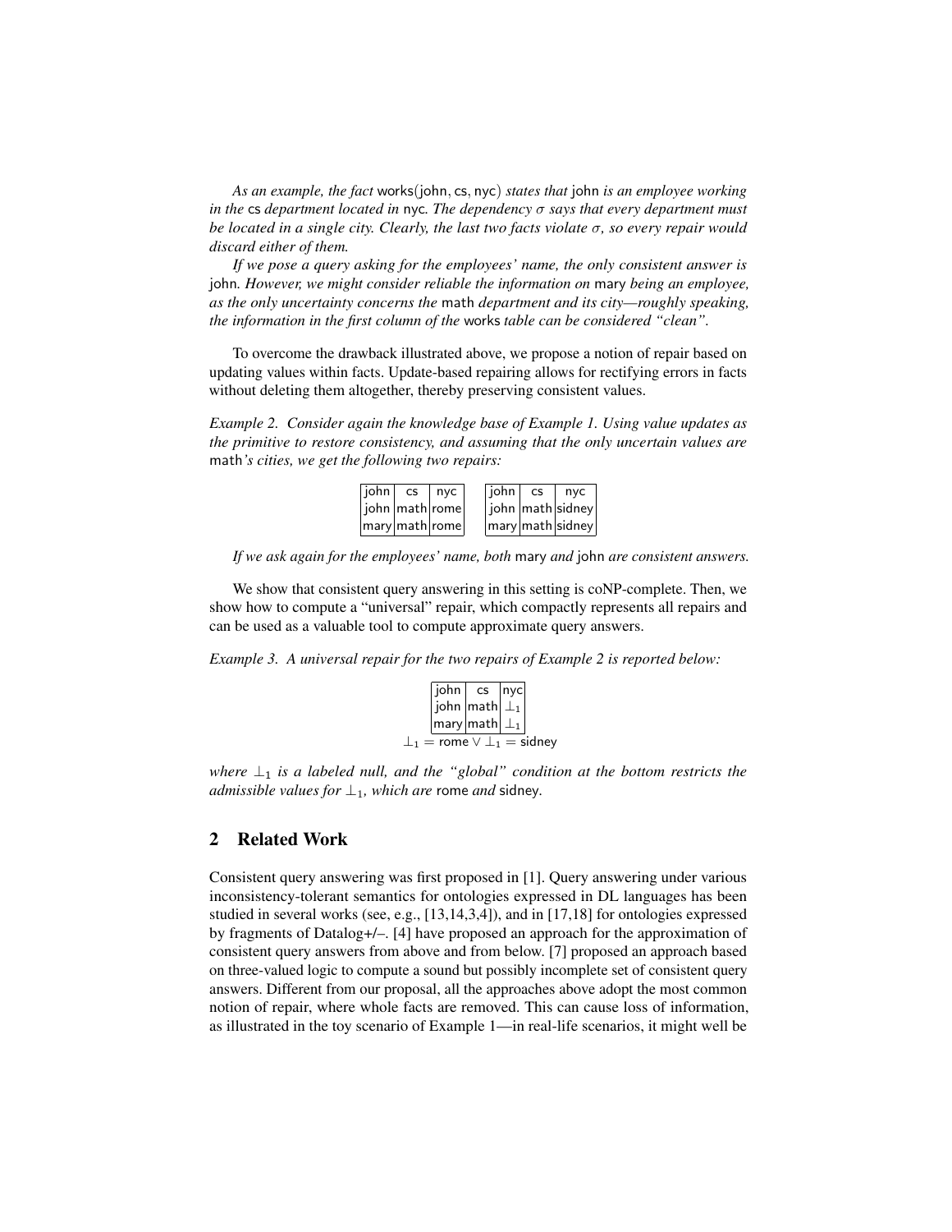*As an example, the fact* works(john, cs, nyc) *states that* john *is an employee working in the* cs *department located in* nyc*. The dependency $\sigma$ says that every department must be located in a single city. Clearly, the last two facts violate $\sigma$, so every repair would discard either of them.*

*If we pose a query asking for the employees' name, the only consistent answer is* john*. However, we might consider reliable the information on* mary *being an employee, as the only uncertainty concerns the* math *department and its city—roughly speaking, the information in the first column of the* works *table can be considered "clean".*

To overcome the drawback illustrated above, we propose a notion of repair based on updating values within facts. Update-based repairing allows for rectifying errors in facts without deleting them altogether, thereby preserving consistent values.

*Example 2. Consider again the knowledge base of Example 1. Using value updates as the primitive to restore consistency, and assuming that the only uncertain values are* math*'s cities, we get the following two repairs:*

| | | |
|---|---|---|
| john | cs | nyc |
| john | math | rome |
| mary | math | rome |

| | | |
|---|---|---|
| john | cs | nyc |
| john | math | sidney |
| mary | math | sidney |

*If we ask again for the employees' name, both* mary *and* john *are consistent answers.*

We show that consistent query answering in this setting is coNP-complete. Then, we show how to compute a "universal" repair, which compactly represents all repairs and can be used as a valuable tool to compute approximate query answers.

*Example 3. A universal repair for the two repairs of Example 2 is reported below:*

| | | |
|---|---|---|
| john | cs | nyc |
| john | math | $\perp_1$ |
| mary | math | $\perp_1$ |

$$\perp_1 = \text{rome} \lor \perp_1 = \text{sidney}$$

*where $\perp_1$ is a labeled null, and the "global" condition at the bottom restricts the admissible values for $\perp_1$, which are* rome *and* sidney*.*

## 2 Related Work

Consistent query answering was first proposed in [1]. Query answering under various inconsistency-tolerant semantics for ontologies expressed in DL languages has been studied in several works (see, e.g., [13,14,3,4]), and in [17,18] for ontologies expressed by fragments of Datalog+/–. [4] have proposed an approach for the approximation of consistent query answers from above and from below. [7] proposed an approach based on three-valued logic to compute a sound but possibly incomplete set of consistent query answers. Different from our proposal, all the approaches above adopt the most common notion of repair, where whole facts are removed. This can cause loss of information, as illustrated in the toy scenario of Example 1—in real-life scenarios, it might well be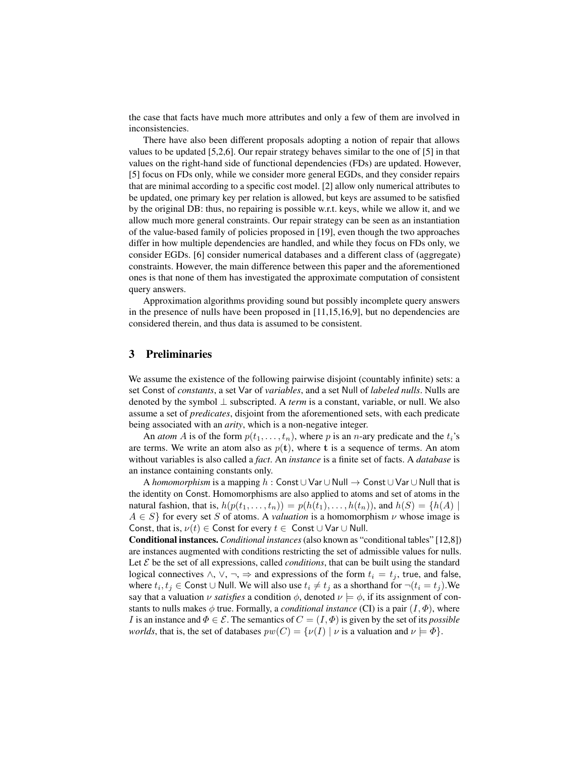the case that facts have much more attributes and only a few of them are involved in inconsistencies.

There have also been different proposals adopting a notion of repair that allows values to be updated [5,2,6]. Our repair strategy behaves similar to the one of [5] in that values on the right-hand side of functional dependencies (FDs) are updated. However, [5] focus on FDs only, while we consider more general EGDs, and they consider repairs that are minimal according to a specific cost model. [2] allow only numerical attributes to be updated, one primary key per relation is allowed, but keys are assumed to be satisfied by the original DB: thus, no repairing is possible w.r.t. keys, while we allow it, and we allow much more general constraints. Our repair strategy can be seen as an instantiation of the value-based family of policies proposed in [19], even though the two approaches differ in how multiple dependencies are handled, and while they focus on FDs only, we consider EGDs. [6] consider numerical databases and a different class of (aggregate) constraints. However, the main difference between this paper and the aforementioned ones is that none of them has investigated the approximate computation of consistent query answers.

Approximation algorithms providing sound but possibly incomplete query answers in the presence of nulls have been proposed in [11,15,16,9], but no dependencies are considered therein, and thus data is assumed to be consistent.

## 3 Preliminaries

We assume the existence of the following pairwise disjoint (countably infinite) sets: a set $\mathsf{Const}$ of *constants*, a set $\mathsf{Var}$ of *variables*, and a set $\mathsf{Null}$ of *labeled nulls*. Nulls are denoted by the symbol $\perp$ subscripted. A *term* is a constant, variable, or null. We also assume a set of *predicates*, disjoint from the aforementioned sets, with each predicate being associated with an *arity*, which is a non-negative integer.

An *atom* $A$ is of the form $p(t_1, \ldots, t_n)$, where $p$ is an $n$-ary predicate and the $t_i$'s are terms. We write an atom also as $p(\mathbf{t})$, where $\mathbf{t}$ is a sequence of terms. An atom without variables is also called a *fact*. An *instance* is a finite set of facts. A *database* is an instance containing constants only.

A *homomorphism* is a mapping $h : \mathsf{Const} \cup \mathsf{Var} \cup \mathsf{Null} \rightarrow \mathsf{Const} \cup \mathsf{Var} \cup \mathsf{Null}$ that is the identity on $\mathsf{Const}$. Homomorphisms are also applied to atoms and set of atoms in the natural fashion, that is, $h(p(t_1, \ldots, t_n)) = p(h(t_1), \ldots, h(t_n))$, and $h(S) = \{h(A) \mid A \in S\}$ for every set $S$ of atoms. A *valuation* is a homomorphism $\nu$ whose image is $\mathsf{Const}$, that is, $\nu(t) \in \mathsf{Const}$ for every $t \in \mathsf{Const} \cup \mathsf{Var} \cup \mathsf{Null}$.

**Conditional instances.** *Conditional instances* (also known as "conditional tables" [12,8]) are instances augmented with conditions restricting the set of admissible values for nulls. Let $\mathcal{E}$ be the set of all expressions, called *conditions*, that can be built using the standard logical connectives $\wedge$, $\vee$, $\neg$, $\Rightarrow$ and expressions of the form $t_i = t_j$, $\mathsf{true}$, and $\mathsf{false}$, where $t_i, t_j \in \mathsf{Const} \cup \mathsf{Null}$. We will also use $t_i \neq t_j$ as a shorthand for $\neg(t_i = t_j)$.We say that a valuation $\nu$ *satisfies* a condition $\phi$, denoted $\nu \models \phi$, if its assignment of constants to nulls makes $\phi$ true. Formally, a *conditional instance* (CI) is a pair $(I, \Phi)$, where $I$ is an instance and $\Phi \in \mathcal{E}$. The semantics of $C = (I, \Phi)$ is given by the set of its *possible worlds*, that is, the set of databases $pw(C) = \{\nu(I) \mid \nu \text{ is a valuation and } \nu \models \Phi\}$.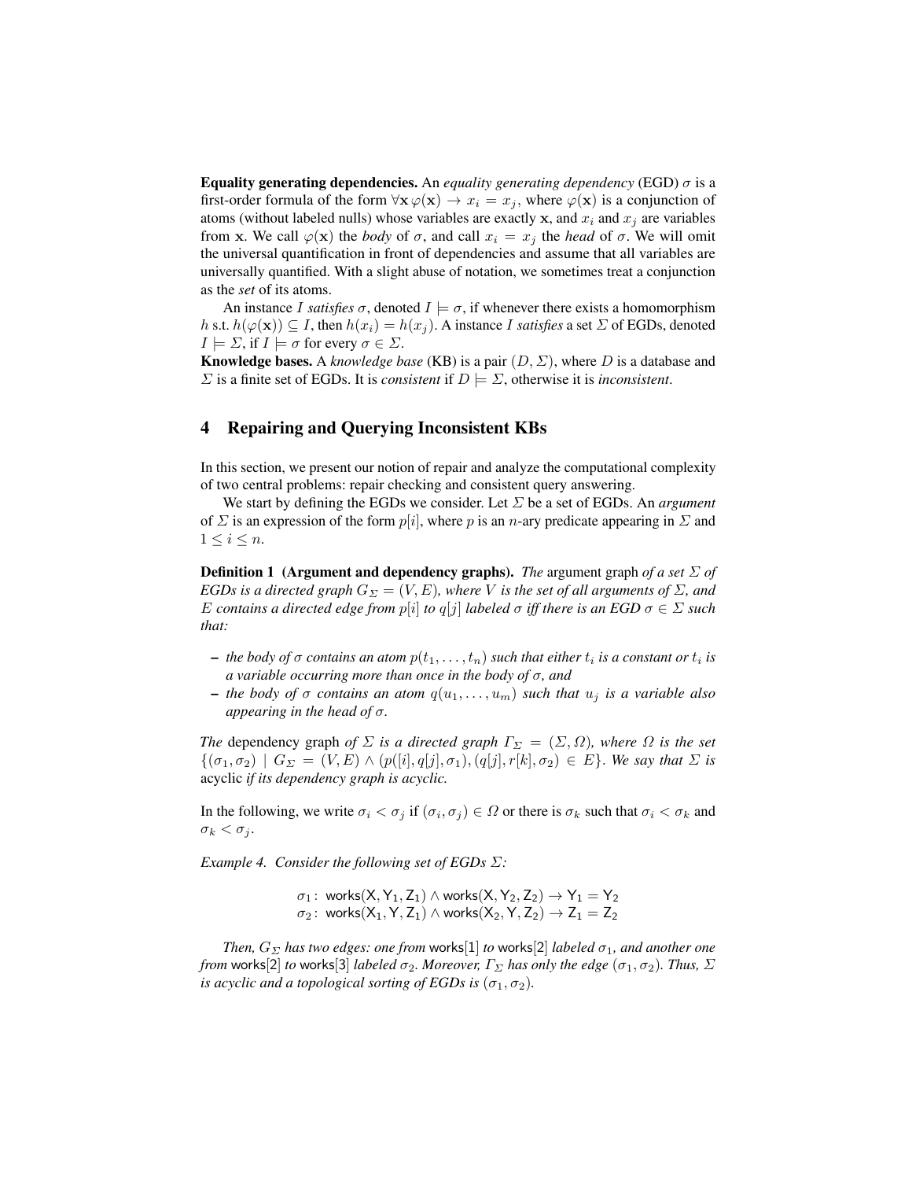**Equality generating dependencies.** An *equality generating dependency* (EGD) $\sigma$ is a first-order formula of the form $\forall \mathbf{x}\, \varphi(\mathbf{x}) \rightarrow x_i = x_j$, where $\varphi(\mathbf{x})$ is a conjunction of atoms (without labeled nulls) whose variables are exactly $\mathbf{x}$, and $x_i$ and $x_j$ are variables from $\mathbf{x}$. We call $\varphi(\mathbf{x})$ the *body* of $\sigma$, and call $x_i = x_j$ the *head* of $\sigma$. We will omit the universal quantification in front of dependencies and assume that all variables are universally quantified. With a slight abuse of notation, we sometimes treat a conjunction as the *set* of its atoms.

An instance $I$ *satisfies* $\sigma$, denoted $I \models \sigma$, if whenever there exists a homomorphism $h$ s.t. $h(\varphi(\mathbf{x})) \subseteq I$, then $h(x_i) = h(x_j)$. A instance $I$ *satisfies* a set $\Sigma$ of EGDs, denoted $I \models \Sigma$, if $I \models \sigma$ for every $\sigma \in \Sigma$.

**Knowledge bases.** A *knowledge base* (KB) is a pair $(D, \Sigma)$, where $D$ is a database and $\Sigma$ is a finite set of EGDs. It is *consistent* if $D \models \Sigma$, otherwise it is *inconsistent*.

## 4 Repairing and Querying Inconsistent KBs

In this section, we present our notion of repair and analyze the computational complexity of two central problems: repair checking and consistent query answering.

We start by defining the EGDs we consider. Let $\Sigma$ be a set of EGDs. An *argument* of $\Sigma$ is an expression of the form $p[i]$, where $p$ is an $n$-ary predicate appearing in $\Sigma$ and $1 \leq i \leq n$.

**Definition 1 (Argument and dependency graphs).** *The* argument graph *of a set $\Sigma$ of EGDs is a directed graph $G_\Sigma = (V, E)$, where $V$ is the set of all arguments of $\Sigma$, and $E$ contains a directed edge from $p[i]$ to $q[j]$ labeled $\sigma$ iff there is an EGD $\sigma \in \Sigma$ such that:*

- *the body of $\sigma$ contains an atom $p(t_1, \dots, t_n)$ such that either $t_i$ is a constant or $t_i$ is a variable occurring more than once in the body of $\sigma$, and*
- *the body of $\sigma$ contains an atom $q(u_1, \dots, u_m)$ such that $u_j$ is a variable also appearing in the head of $\sigma$.*

*The* dependency graph *of $\Sigma$ is a directed graph $\Gamma_\Sigma = (\Sigma, \Omega)$, where $\Omega$ is the set $\{(\sigma_1, \sigma_2) \mid G_\Sigma = (V, E) \wedge (p([i], q[j], \sigma_1), (q[j], r[k], \sigma_2) \in E\}$. We say that $\Sigma$ is* acyclic *if its dependency graph is acyclic.*

In the following, we write $\sigma_i < \sigma_j$ if $(\sigma_i, \sigma_j) \in \Omega$ or there is $\sigma_k$ such that $\sigma_i < \sigma_k$ and $\sigma_k < \sigma_j$.

*Example 4. Consider the following set of EGDs $\Sigma$:*

$$\sigma_1: \ \mathsf{works}(\mathsf{X}, \mathsf{Y}_1, \mathsf{Z}_1) \wedge \mathsf{works}(\mathsf{X}, \mathsf{Y}_2, \mathsf{Z}_2) \rightarrow \mathsf{Y}_1 = \mathsf{Y}_2$$
$$\sigma_2: \ \mathsf{works}(\mathsf{X}_1, \mathsf{Y}, \mathsf{Z}_1) \wedge \mathsf{works}(\mathsf{X}_2, \mathsf{Y}, \mathsf{Z}_2) \rightarrow \mathsf{Z}_1 = \mathsf{Z}_2$$

*Then, $G_\Sigma$ has two edges: one from* $\mathsf{works}[1]$ *to* $\mathsf{works}[2]$ *labeled $\sigma_1$, and another one from* $\mathsf{works}[2]$ *to* $\mathsf{works}[3]$ *labeled $\sigma_2$. Moreover, $\Gamma_\Sigma$ has only the edge $(\sigma_1, \sigma_2)$. Thus, $\Sigma$ is acyclic and a topological sorting of EGDs is $(\sigma_1, \sigma_2)$.*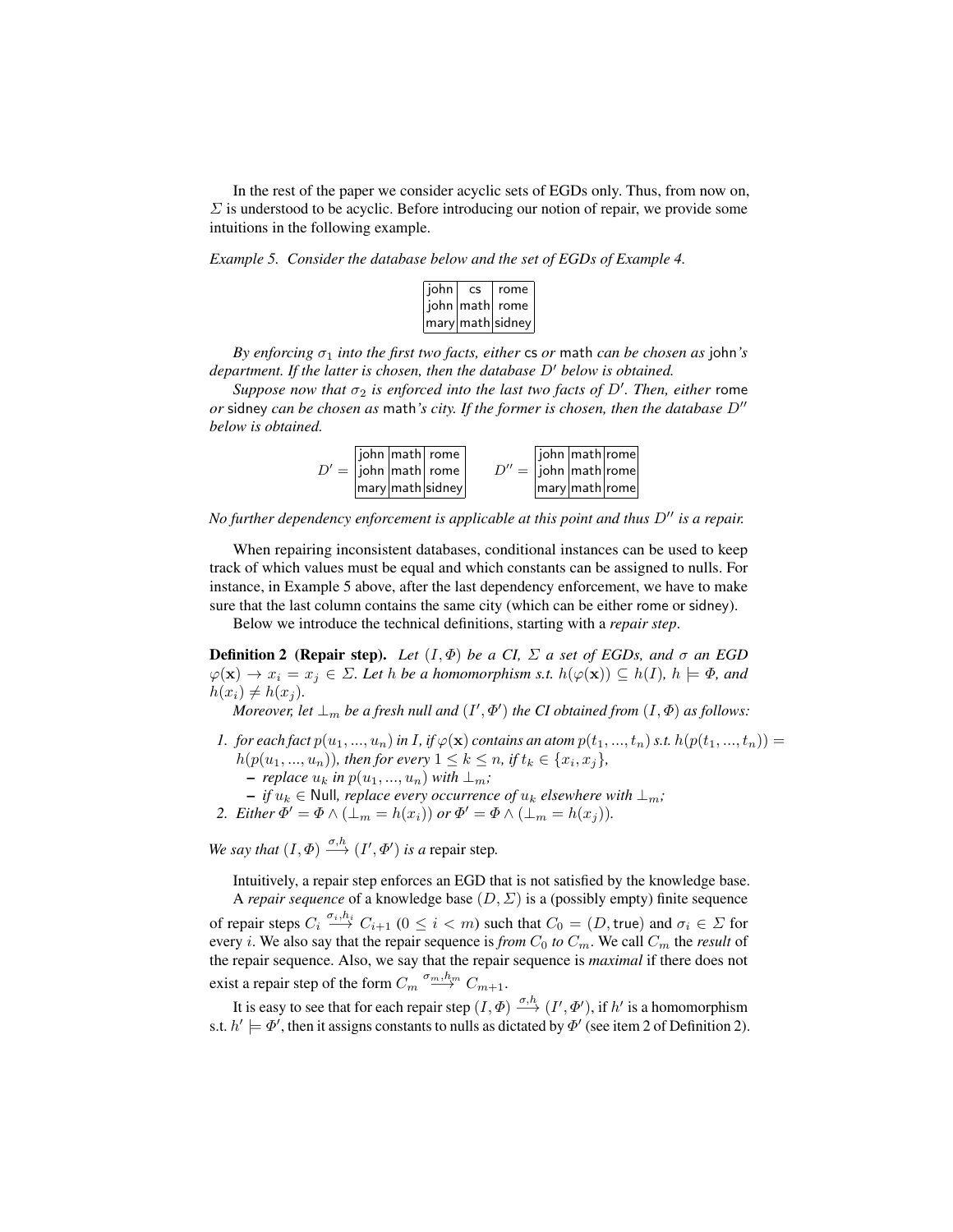In the rest of the paper we consider acyclic sets of EGDs only. Thus, from now on, $\Sigma$ is understood to be acyclic. Before introducing our notion of repair, we provide some intuitions in the following example.

*Example 5. Consider the database below and the set of EGDs of Example 4.*

| john | cs | rome |
|---|---|---|
| john | math | rome |
| mary | math | sidney |

*By enforcing $\sigma_1$ into the first two facts, either* cs *or* math *can be chosen as* john*'s department. If the latter is chosen, then the database $D'$ below is obtained.*

*Suppose now that $\sigma_2$ is enforced into the last two facts of $D'$. Then, either* rome *or* sidney *can be chosen as* math*'s city. If the former is chosen, then the database $D''$ below is obtained.*

$D' =$

| john | math | rome |
|---|---|---|
| john | math | rome |
| mary | math | sidney |

$D'' =$

| john | math | rome |
|---|---|---|
| john | math | rome |
| mary | math | rome |

*No further dependency enforcement is applicable at this point and thus $D''$ is a repair.*

When repairing inconsistent databases, conditional instances can be used to keep track of which values must be equal and which constants can be assigned to nulls. For instance, in Example 5 above, after the last dependency enforcement, we have to make sure that the last column contains the same city (which can be either rome or sidney).

Below we introduce the technical definitions, starting with a *repair step*.

**Definition 2 (Repair step).** *Let $(I, \Phi)$ be a CI, $\Sigma$ a set of EGDs, and $\sigma$ an EGD $\varphi(\mathbf{x}) \rightarrow x_i = x_j \in \Sigma$. Let $h$ be a homomorphism s.t. $h(\varphi(\mathbf{x})) \subseteq h(I)$, $h \models \Phi$, and $h(x_i) \neq h(x_j)$.*

*Moreover, let $\bot_m$ be a fresh null and $(I', \Phi')$ the CI obtained from $(I, \Phi)$ as follows:*

1. *for each fact $p(u_1, ..., u_n)$ in $I$, if $\varphi(\mathbf{x})$ contains an atom $p(t_1, ..., t_n)$ s.t. $h(p(t_1, ..., t_n)) = h(p(u_1, ..., u_n))$, then for every $1 \leq k \leq n$, if $t_k \in \{x_i, x_j\}$,*
   - *replace $u_k$ in $p(u_1, ..., u_n)$ with $\bot_m$;*
   - *if $u_k \in$ Null, replace every occurrence of $u_k$ elsewhere with $\bot_m$;*
2. *Either $\Phi' = \Phi \wedge (\bot_m = h(x_i))$ or $\Phi' = \Phi \wedge (\bot_m = h(x_j))$.*

*We say that $(I, \Phi) \xrightarrow{\sigma, h} (I', \Phi')$ is a* repair step*.*

Intuitively, a repair step enforces an EGD that is not satisfied by the knowledge base.

A *repair sequence* of a knowledge base $(D, \Sigma)$ is a (possibly empty) finite sequence of repair steps $C_i \xrightarrow{\sigma_i, h_i} C_{i+1}$ ($0 \leq i < m$) such that $C_0 = (D, \mathsf{true})$ and $\sigma_i \in \Sigma$ for every $i$. We also say that the repair sequence is *from $C_0$ to $C_m$*. We call $C_m$ the *result* of the repair sequence. Also, we say that the repair sequence is *maximal* if there does not exist a repair step of the form $C_m \xrightarrow{\sigma_m, h_m} C_{m+1}$.

It is easy to see that for each repair step $(I, \Phi) \xrightarrow{\sigma, h} (I', \Phi')$, if $h'$ is a homomorphism s.t. $h' \models \Phi'$, then it assigns constants to nulls as dictated by $\Phi'$ (see item 2 of Definition 2).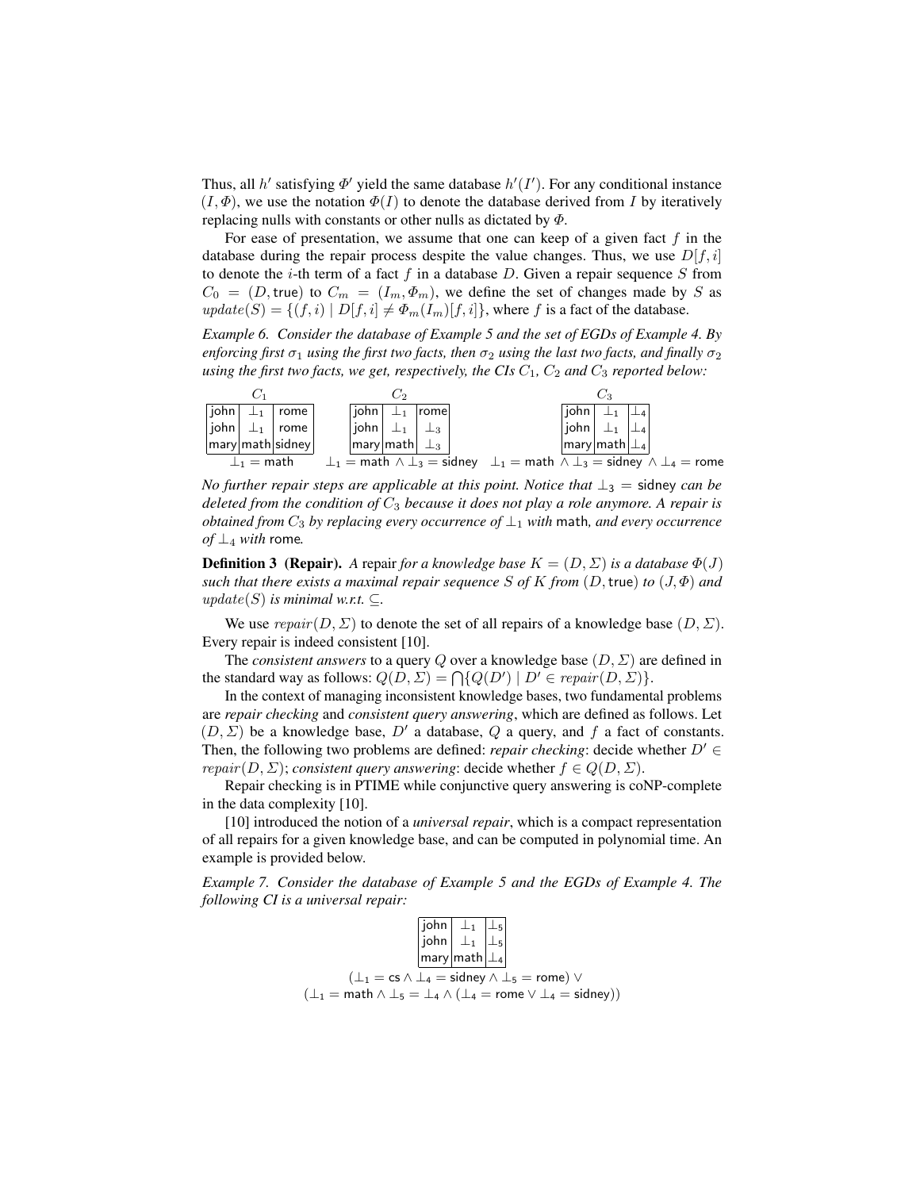Thus, all $h'$ satisfying $\Phi'$ yield the same database $h'(I')$. For any conditional instance $(I, \Phi)$, we use the notation $\Phi(I)$ to denote the database derived from $I$ by iteratively replacing nulls with constants or other nulls as dictated by $\Phi$.

For ease of presentation, we assume that one can keep of a given fact $f$ in the database during the repair process despite the value changes. Thus, we use $D[f, i]$ to denote the $i$-th term of a fact $f$ in a database $D$. Given a repair sequence $S$ from $C_0 = (D, \mathsf{true})$ to $C_m = (I_m, \Phi_m)$, we define the set of changes made by $S$ as $update(S) = \{(f, i) \mid D[f, i] \neq \Phi_m(I_m)[f, i]\}$, where $f$ is a fact of the database.

*Example 6. Consider the database of Example 5 and the set of EGDs of Example 4. By enforcing first $\sigma_1$ using the first two facts, then $\sigma_2$ using the last two facts, and finally $\sigma_2$ using the first two facts, we get, respectively, the CIs $C_1$, $C_2$ and $C_3$ reported below:*

$C_1$

| john | $\bot_1$ | rome |
|---|---|---|
| john | $\bot_1$ | rome |
| mary | math | sidney |

$\bot_1 = \mathsf{math}$

$C_2$

| john | $\bot_1$ | rome |
|---|---|---|
| john | $\bot_1$ | $\bot_3$ |
| mary | math | $\bot_3$ |

$\bot_1 = \mathsf{math} \wedge \bot_3 = \mathsf{sidney}$

$C_3$

| john | $\bot_1$ | $\bot_4$ |
|---|---|---|
| john | $\bot_1$ | $\bot_4$ |
| mary | math | $\bot_4$ |

$\bot_1 = \mathsf{math} \wedge \bot_3 = \mathsf{sidney} \wedge \bot_4 = \mathsf{rome}$

*No further repair steps are applicable at this point. Notice that $\bot_3 = \mathsf{sidney}$ can be deleted from the condition of $C_3$ because it does not play a role anymore. A repair is obtained from $C_3$ by replacing every occurrence of $\bot_1$ with* math*, and every occurrence of $\bot_4$ with* rome*.*

**Definition 3 (Repair).** *A* repair *for a knowledge base $K = (D, \Sigma)$ is a database $\Phi(J)$ such that there exists a maximal repair sequence $S$ of $K$ from $(D, \mathsf{true})$ to $(J, \Phi)$ and $update(S)$ is minimal w.r.t. $\subseteq$.*

We use $repair(D, \Sigma)$ to denote the set of all repairs of a knowledge base $(D, \Sigma)$. Every repair is indeed consistent [10].

The *consistent answers* to a query $Q$ over a knowledge base $(D, \Sigma)$ are defined in the standard way as follows: $Q(D, \Sigma) = \bigcap\{Q(D') \mid D' \in repair(D, \Sigma)\}$.

In the context of managing inconsistent knowledge bases, two fundamental problems are *repair checking* and *consistent query answering*, which are defined as follows. Let $(D, \Sigma)$ be a knowledge base, $D'$ a database, $Q$ a query, and $f$ a fact of constants. Then, the following two problems are defined: *repair checking*: decide whether $D' \in repair(D, \Sigma)$; *consistent query answering*: decide whether $f \in Q(D, \Sigma)$.

Repair checking is in PTIME while conjunctive query answering is coNP-complete in the data complexity [10].

[10] introduced the notion of a *universal repair*, which is a compact representation of all repairs for a given knowledge base, and can be computed in polynomial time. An example is provided below.

*Example 7. Consider the database of Example 5 and the EGDs of Example 4. The following CI is a universal repair:*

| john | $\bot_1$ | $\bot_5$ |
|---|---|---|
| john | $\bot_1$ | $\bot_5$ |
| mary | math | $\bot_4$ |

$$(\bot_1 = \mathsf{cs} \wedge \bot_4 = \mathsf{sidney} \wedge \bot_5 = \mathsf{rome}) \vee$$
$$(\bot_1 = \mathsf{math} \wedge \bot_5 = \bot_4 \wedge (\bot_4 = \mathsf{rome} \vee \bot_4 = \mathsf{sidney}))$$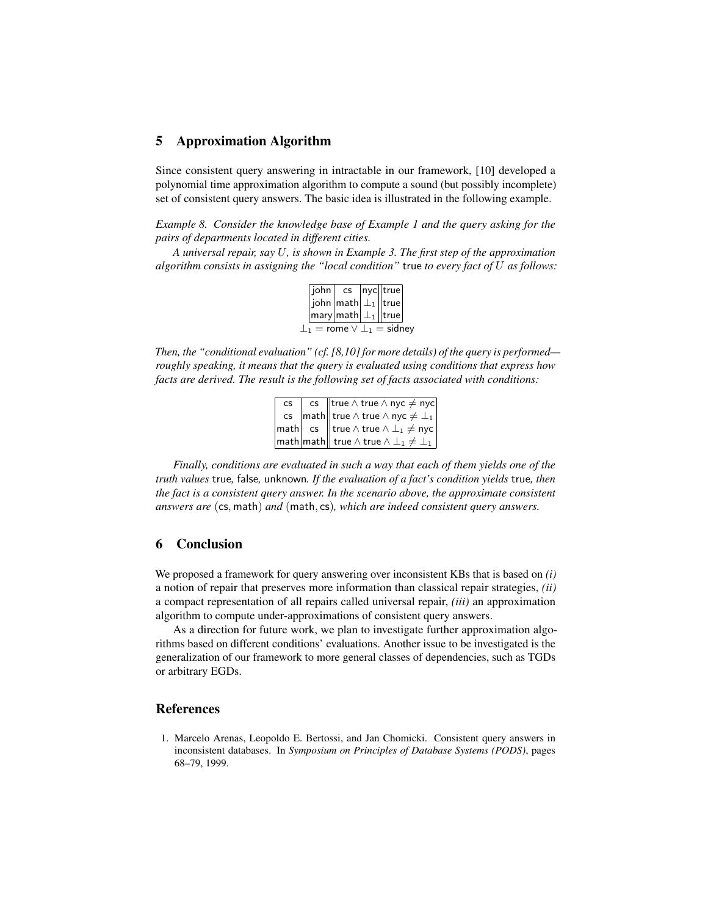## 5 Approximation Algorithm

Since consistent query answering in intractable in our framework, [10] developed a polynomial time approximation algorithm to compute a sound (but possibly incomplete) set of consistent query answers. The basic idea is illustrated in the following example.

*Example 8. Consider the knowledge base of Example 1 and the query asking for the pairs of departments located in different cities.*

*A universal repair, say $U$, is shown in Example 3. The first step of the approximation algorithm consists in assigning the "local condition"* true *to every fact of $U$ as follows:*

| | | | |
|---|---|---|---|
| john | cs | nyc | true |
| john | math | $\perp_1$ | true |
| mary | math | $\perp_1$ | true |

$\perp_1 = \text{rome} \vee \perp_1 = \text{sidney}$

*Then, the "conditional evaluation" (cf. [8,10] for more details) of the query is performed—roughly speaking, it means that the query is evaluated using conditions that express how facts are derived. The result is the following set of facts associated with conditions:*

| | | |
|---|---|---|
| cs | cs | $\text{true} \wedge \text{true} \wedge \text{nyc} \neq \text{nyc}$ |
| cs | math | $\text{true} \wedge \text{true} \wedge \text{nyc} \neq \perp_1$ |
| math | cs | $\text{true} \wedge \text{true} \wedge \perp_1 \neq \text{nyc}$ |
| math | math | $\text{true} \wedge \text{true} \wedge \perp_1 \neq \perp_1$ |

*Finally, conditions are evaluated in such a way that each of them yields one of the truth values* true*,* false*,* unknown*. If the evaluation of a fact's condition yields* true*, then the fact is a consistent query answer. In the scenario above, the approximate consistent answers are* (cs, math) *and* (math, cs)*, which are indeed consistent query answers.*

## 6 Conclusion

We proposed a framework for query answering over inconsistent KBs that is based on *(i)* a notion of repair that preserves more information than classical repair strategies, *(ii)* a compact representation of all repairs called universal repair, *(iii)* an approximation algorithm to compute under-approximations of consistent query answers.

As a direction for future work, we plan to investigate further approximation algorithms based on different conditions' evaluations. Another issue to be investigated is the generalization of our framework to more general classes of dependencies, such as TGDs or arbitrary EGDs.

## References

1. Marcelo Arenas, Leopoldo E. Bertossi, and Jan Chomicki. Consistent query answers in inconsistent databases. In *Symposium on Principles of Database Systems (PODS)*, pages 68–79, 1999.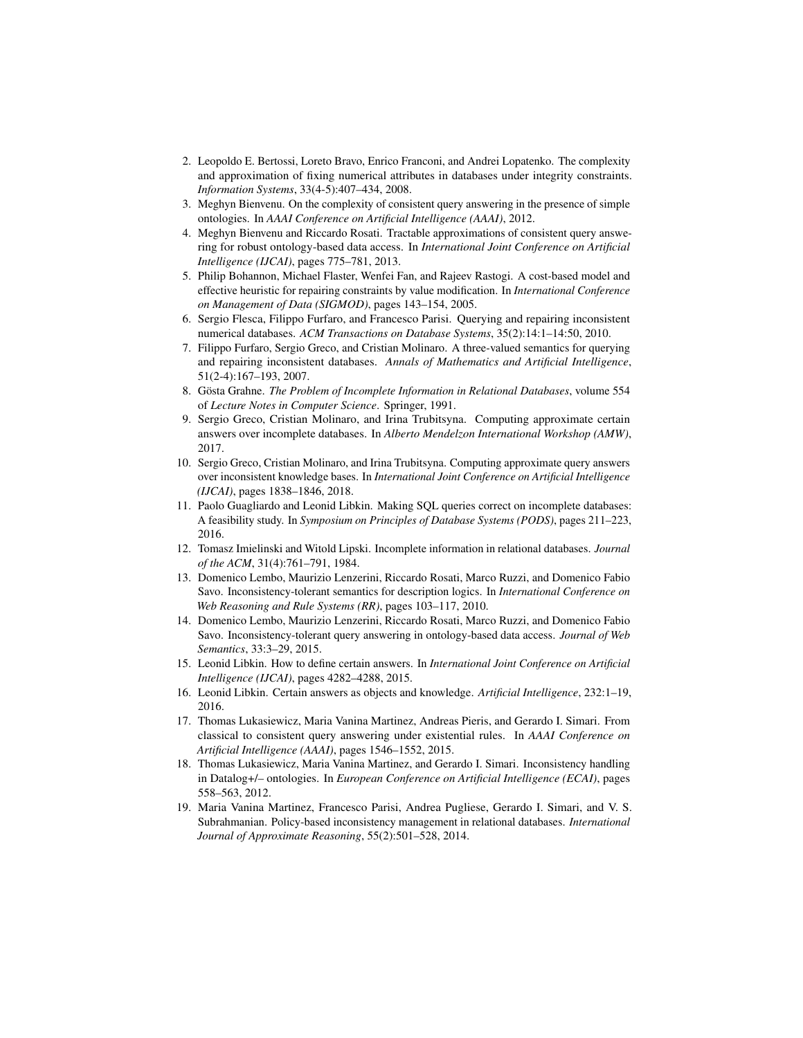2. Leopoldo E. Bertossi, Loreto Bravo, Enrico Franconi, and Andrei Lopatenko. The complexity and approximation of fixing numerical attributes in databases under integrity constraints. *Information Systems*, 33(4-5):407–434, 2008.
3. Meghyn Bienvenu. On the complexity of consistent query answering in the presence of simple ontologies. In *AAAI Conference on Artificial Intelligence (AAAI)*, 2012.
4. Meghyn Bienvenu and Riccardo Rosati. Tractable approximations of consistent query answering for robust ontology-based data access. In *International Joint Conference on Artificial Intelligence (IJCAI)*, pages 775–781, 2013.
5. Philip Bohannon, Michael Flaster, Wenfei Fan, and Rajeev Rastogi. A cost-based model and effective heuristic for repairing constraints by value modification. In *International Conference on Management of Data (SIGMOD)*, pages 143–154, 2005.
6. Sergio Flesca, Filippo Furfaro, and Francesco Parisi. Querying and repairing inconsistent numerical databases. *ACM Transactions on Database Systems*, 35(2):14:1–14:50, 2010.
7. Filippo Furfaro, Sergio Greco, and Cristian Molinaro. A three-valued semantics for querying and repairing inconsistent databases. *Annals of Mathematics and Artificial Intelligence*, 51(2-4):167–193, 2007.
8. Gösta Grahne. *The Problem of Incomplete Information in Relational Databases*, volume 554 of *Lecture Notes in Computer Science*. Springer, 1991.
9. Sergio Greco, Cristian Molinaro, and Irina Trubitsyna. Computing approximate certain answers over incomplete databases. In *Alberto Mendelzon International Workshop (AMW)*, 2017.
10. Sergio Greco, Cristian Molinaro, and Irina Trubitsyna. Computing approximate query answers over inconsistent knowledge bases. In *International Joint Conference on Artificial Intelligence (IJCAI)*, pages 1838–1846, 2018.
11. Paolo Guagliardo and Leonid Libkin. Making SQL queries correct on incomplete databases: A feasibility study. In *Symposium on Principles of Database Systems (PODS)*, pages 211–223, 2016.
12. Tomasz Imielinski and Witold Lipski. Incomplete information in relational databases. *Journal of the ACM*, 31(4):761–791, 1984.
13. Domenico Lembo, Maurizio Lenzerini, Riccardo Rosati, Marco Ruzzi, and Domenico Fabio Savo. Inconsistency-tolerant semantics for description logics. In *International Conference on Web Reasoning and Rule Systems (RR)*, pages 103–117, 2010.
14. Domenico Lembo, Maurizio Lenzerini, Riccardo Rosati, Marco Ruzzi, and Domenico Fabio Savo. Inconsistency-tolerant query answering in ontology-based data access. *Journal of Web Semantics*, 33:3–29, 2015.
15. Leonid Libkin. How to define certain answers. In *International Joint Conference on Artificial Intelligence (IJCAI)*, pages 4282–4288, 2015.
16. Leonid Libkin. Certain answers as objects and knowledge. *Artificial Intelligence*, 232:1–19, 2016.
17. Thomas Lukasiewicz, Maria Vanina Martinez, Andreas Pieris, and Gerardo I. Simari. From classical to consistent query answering under existential rules. In *AAAI Conference on Artificial Intelligence (AAAI)*, pages 1546–1552, 2015.
18. Thomas Lukasiewicz, Maria Vanina Martinez, and Gerardo I. Simari. Inconsistency handling in Datalog+/– ontologies. In *European Conference on Artificial Intelligence (ECAI)*, pages 558–563, 2012.
19. Maria Vanina Martinez, Francesco Parisi, Andrea Pugliese, Gerardo I. Simari, and V. S. Subrahmanian. Policy-based inconsistency management in relational databases. *International Journal of Approximate Reasoning*, 55(2):501–528, 2014.